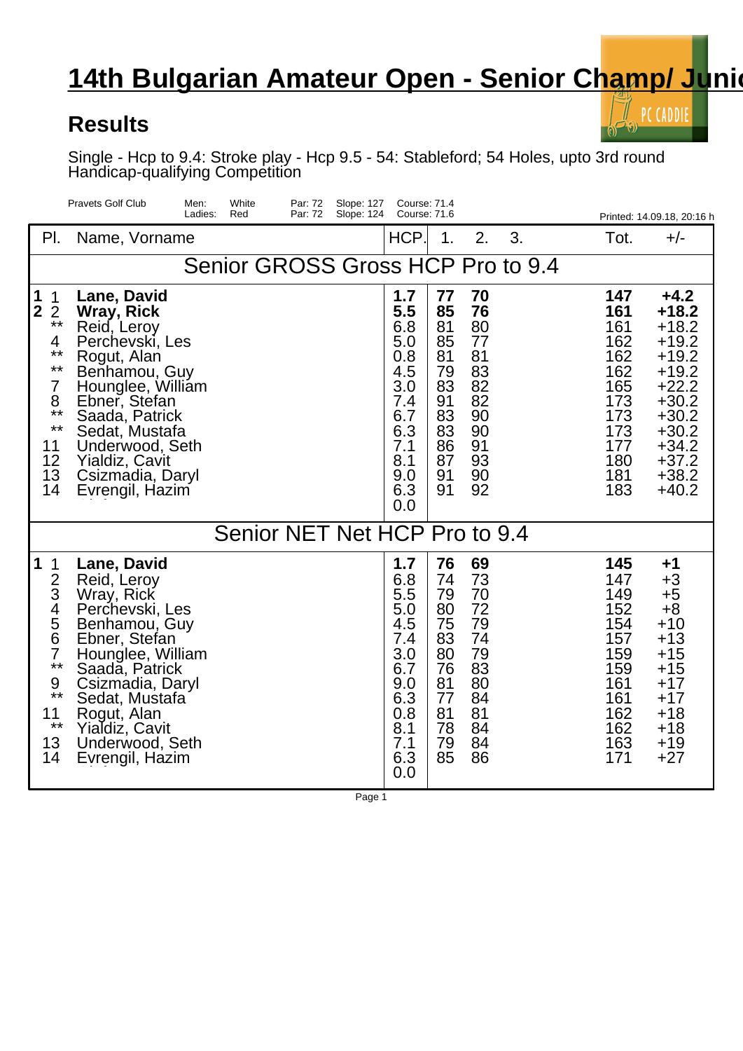# 14th Bulgarian Amateur Open - Senior Champ/ Juni

## Results

Single - Hcp to 9.4: Stroke play - Hcp 9.5 - 54: Stableford; 54 Holes, upto 3rd round Handicap-qualifying Competition

Pravets Golf Club — Men: White, Par: 72, Slope: 127, Course: 71.4 — Ladies: Red, Par: 72, Slope: 124, Course: 71.6

Printed: 14.09.18, 20:16 h

| Pl. | | Name, Vorname | HCP. | 1. | 2. | 3. | Tot. | +/- |
|---|---|---|---|---|---|---|---|---|
| **Senior GROSS Gross HCP Pro to 9.4** | | | | | | | | |
| **1** | 1 | **Lane, David** | **1.7** | **77** | **70** | | **147** | **+4.2** |
| **2** | 2 | **Wray, Rick** | **5.5** | **85** | **76** | | **161** | **+18.2** |
| | ** | Reid, Leroy | 6.8 | 81 | 80 | | 161 | +18.2 |
| | 4 | Perchevski, Les | 5.0 | 85 | 77 | | 162 | +19.2 |
| | ** | Rogut, Alan | 0.8 | 81 | 81 | | 162 | +19.2 |
| | ** | Benhamou, Guy | 4.5 | 79 | 83 | | 162 | +19.2 |
| | 7 | Hounglee, William | 3.0 | 83 | 82 | | 165 | +22.2 |
| | 8 | Ebner, Stefan | 7.4 | 91 | 82 | | 173 | +30.2 |
| | ** | Saada, Patrick | 6.7 | 83 | 90 | | 173 | +30.2 |
| | ** | Sedat, Mustafa | 6.3 | 83 | 90 | | 173 | +30.2 |
| | 11 | Underwood, Seth | 7.1 | 86 | 91 | | 177 | +34.2 |
| | 12 | Yialdiz, Cavit | 8.1 | 87 | 93 | | 180 | +37.2 |
| | 13 | Csizmadia, Daryl | 9.0 | 91 | 90 | | 181 | +38.2 |
| | 14 | Evrengil, Hazim | 6.3 | 91 | 92 | | 183 | +40.2 |
| | | | 0.0 | | | | | |
| **Senior NET Net HCP Pro to 9.4** | | | | | | | | |
| **1** | 1 | **Lane, David** | **1.7** | **76** | **69** | | **145** | **+1** |
| | 2 | Reid, Leroy | 6.8 | 74 | 73 | | 147 | +3 |
| | 3 | Wray, Rick | 5.5 | 79 | 70 | | 149 | +5 |
| | 4 | Perchevski, Les | 5.0 | 80 | 72 | | 152 | +8 |
| | 5 | Benhamou, Guy | 4.5 | 75 | 79 | | 154 | +10 |
| | 6 | Ebner, Stefan | 7.4 | 83 | 74 | | 157 | +13 |
| | 7 | Hounglee, William | 3.0 | 80 | 79 | | 159 | +15 |
| | ** | Saada, Patrick | 6.7 | 76 | 83 | | 159 | +15 |
| | 9 | Csizmadia, Daryl | 9.0 | 81 | 80 | | 161 | +17 |
| | ** | Sedat, Mustafa | 6.3 | 77 | 84 | | 161 | +17 |
| | 11 | Rogut, Alan | 0.8 | 81 | 81 | | 162 | +18 |
| | ** | Yialdiz, Cavit | 8.1 | 78 | 84 | | 162 | +18 |
| | 13 | Underwood, Seth | 7.1 | 79 | 84 | | 163 | +19 |
| | 14 | Evrengil, Hazim | 6.3 | 85 | 86 | | 171 | +27 |
| | | | 0.0 | | | | | |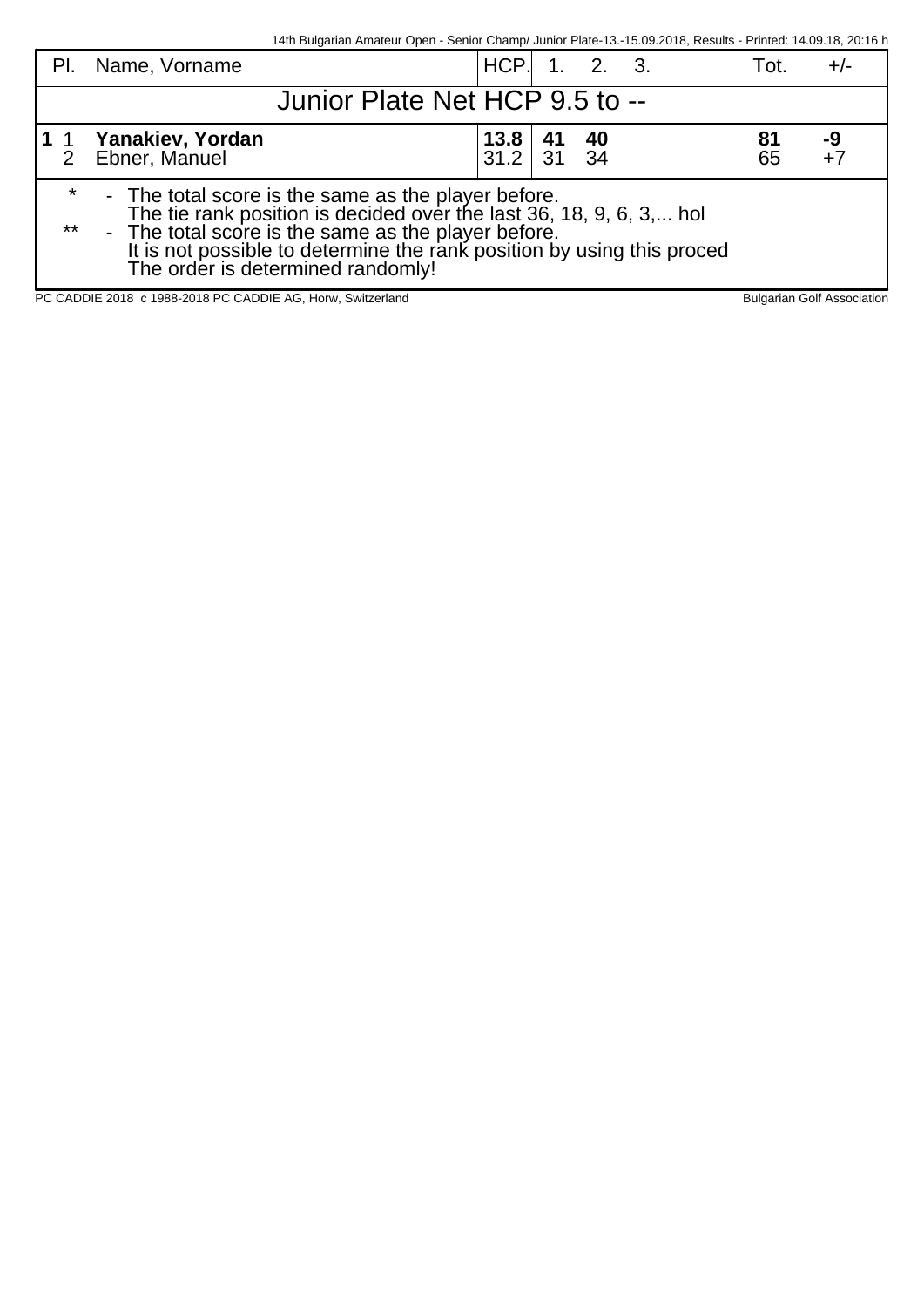14th Bulgarian Amateur Open - Senior Champ/ Junior Plate-13.-15.09.2018, Results - Printed: 14.09.18, 20:16 h

| Pl. | | Name, Vorname | HCP. | 1. | 2. | 3. | Tot. | +/- |
|---|---|---|---|---|---|---|---|---|
| **Junior Plate Net HCP 9.5 to --** | | | | | | | | |
| **1** | 1 | **Yanakiev, Yordan** | **13.8** | **41** | **40** | | **81** | **-9** |
| | 2 | Ebner, Manuel | 31.2 | 31 | 34 | | 65 | +7 |

\* - The total score is the same as the player before.
The tie rank position is decided over the last 36, 18, 9, 6, 3,... hol

\*\* - The total score is the same as the player before.
It is not possible to determine the rank position by using this proced
The order is determined randomly!

PC CADDIE 2018 c 1988-2018 PC CADDIE AG, Horw, Switzerland — Bulgarian Golf Association